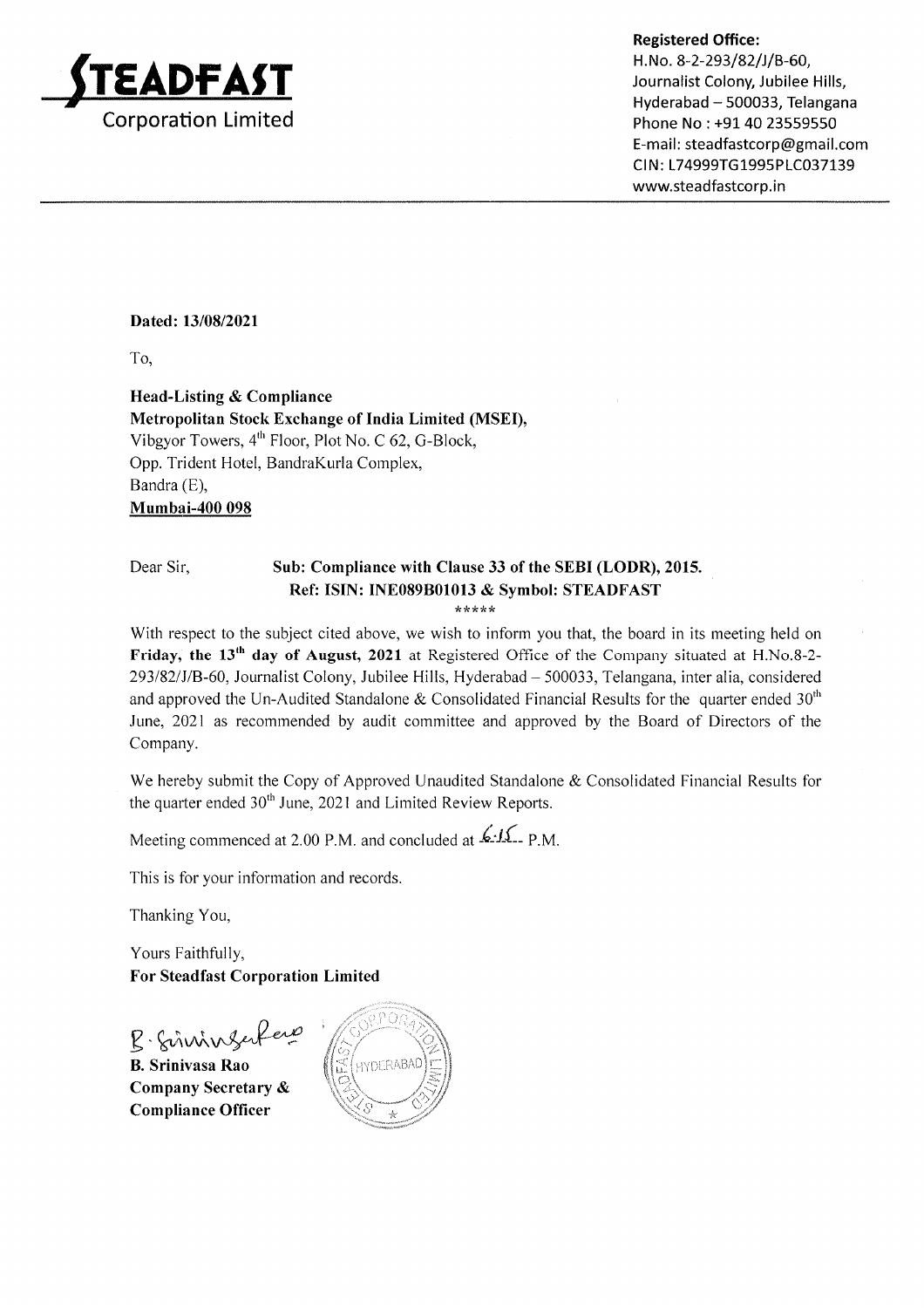**STEADFAST**
**Corporation Limited**

**Registered Office:**
H.No. 8-2-293/82/J/B-60,
Journalist Colony, Jubilee Hills,
Hyderabad – 500033, Telangana
Phone No : +91 40 23559550
E-mail: steadfastcorp@gmail.com
CIN: L74999TG1995PLC037139
www.steadfastcorp.in

**Dated: 13/08/2021**

To,

**Head-Listing & Compliance**
**Metropolitan Stock Exchange of India Limited (MSEI),**
Vibgyor Towers, 4th Floor, Plot No. C 62, G-Block,
Opp. Trident Hotel, BandraKurla Complex,
Bandra (E),
**Mumbai-400 098**

Dear Sir,

**Sub: Compliance with Clause 33 of the SEBI (LODR), 2015.**
**Ref: ISIN: INE089B01013 & Symbol: STEADFAST**

*****

With respect to the subject cited above, we wish to inform you that, the board in its meeting held on **Friday, the 13th day of August, 2021** at Registered Office of the Company situated at H.No.8-2-293/82/J/B-60, Journalist Colony, Jubilee Hills, Hyderabad – 500033, Telangana, inter alia, considered and approved the Un-Audited Standalone & Consolidated Financial Results for the quarter ended 30th June, 2021 as recommended by audit committee and approved by the Board of Directors of the Company.

We hereby submit the Copy of Approved Unaudited Standalone & Consolidated Financial Results for the quarter ended 30th June, 2021 and Limited Review Reports.

Meeting commenced at 2.00 P.M. and concluded at 6.15 P.M.

This is for your information and records.

Thanking You,

Yours Faithfully,
**For Steadfast Corporation Limited**

**B. Srinivasa Rao**
**Company Secretary &**
**Compliance Officer**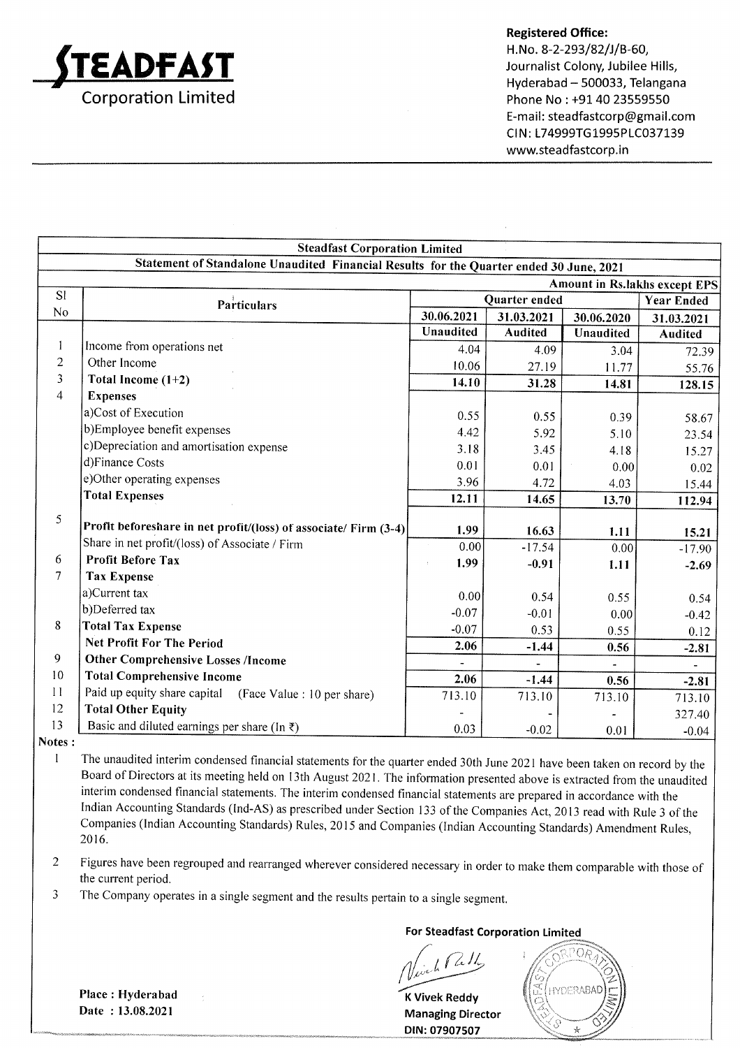# STEADFAST Corporation Limited

**Registered Office:**
H.No. 8-2-293/82/J/B-60,
Journalist Colony, Jubilee Hills,
Hyderabad – 500033, Telangana
Phone No : +91 40 23559550
E-mail: steadfastcorp@gmail.com
CIN: L74999TG1995PLC037139
www.steadfastcorp.in

**Steadfast Corporation Limited**

**Statement of Standalone Unaudited Financial Results for the Quarter ended 30 June, 2021**

**Amount in Rs.lakhs except EPS**

| Sl No | Particulars | Quarter ended | | | Year Ended |
|---|---|---|---|---|---|
| | | 30.06.2021 | 31.03.2021 | 30.06.2020 | 31.03.2021 |
| | | Unaudited | Audited | Unaudited | Audited |
| 1 | Income from operations net | 4.04 | 4.09 | 3.04 | 72.39 |
| 2 | Other Income | 10.06 | 27.19 | 11.77 | 55.76 |
| 3 | **Total Income (1+2)** | **14.10** | **31.28** | **14.81** | **128.15** |
| 4 | **Expenses** | | | | |
| | a)Cost of Execution | 0.55 | 0.55 | 0.39 | 58.67 |
| | b)Employee benefit expenses | 4.42 | 5.92 | 5.10 | 23.54 |
| | c)Depreciation and amortisation expense | 3.18 | 3.45 | 4.18 | 15.27 |
| | d)Finance Costs | 0.01 | 0.01 | 0.00 | 0.02 |
| | e)Other operating expenses | 3.96 | 4.72 | 4.03 | 15.44 |
| | **Total Expenses** | **12.11** | **14.65** | **13.70** | **112.94** |
| 5 | **Profit beforeshare in net profit/(loss) of associate/ Firm (3-4)** | **1.99** | **16.63** | **1.11** | **15.21** |
| | Share in net profit/(loss) of Associate / Firm | 0.00 | -17.54 | 0.00 | -17.90 |
| 6 | **Profit Before Tax** | **1.99** | **-0.91** | **1.11** | **-2.69** |
| 7 | **Tax Expense** | | | | |
| | a)Current tax | 0.00 | 0.54 | 0.55 | 0.54 |
| | b)Deferred tax | -0.07 | -0.01 | 0.00 | -0.42 |
| 8 | **Total Tax Expense** | -0.07 | 0.53 | 0.55 | 0.12 |
| | **Net Profit For The Period** | **2.06** | **-1.44** | **0.56** | **-2.81** |
| 9 | **Other Comprehensive Losses /Income** | - | - | - | - |
| 10 | **Total Comprehensive Income** | **2.06** | **-1.44** | **0.56** | **-2.81** |
| 11 | Paid up equity share capital (Face Value : 10 per share) | 713.10 | 713.10 | 713.10 | 713.10 |
| 12 | **Total Other Equity** | - | - | - | 327.40 |
| 13 | Basic and diluted earnings per share (In ₹) | 0.03 | -0.02 | 0.01 | -0.04 |

**Notes :**

1. The unaudited interim condensed financial statements for the quarter ended 30th June 2021 have been taken on record by the Board of Directors at its meeting held on 13th August 2021. The information presented above is extracted from the unaudited interim condensed financial statements. The interim condensed financial statements are prepared in accordance with the Indian Accounting Standards (Ind-AS) as prescribed under Section 133 of the Companies Act, 2013 read with Rule 3 of the Companies (Indian Accounting Standards) Rules, 2015 and Companies (Indian Accounting Standards) Amendment Rules, 2016.
2. Figures have been regrouped and rearranged wherever considered necessary in order to make them comparable with those of the current period.
3. The Company operates in a single segment and the results pertain to a single segment.

**For Steadfast Corporation Limited**

**K Vivek Reddy**
**Managing Director**
**DIN: 07907507**

**Place : Hyderabad**
**Date : 13.08.2021**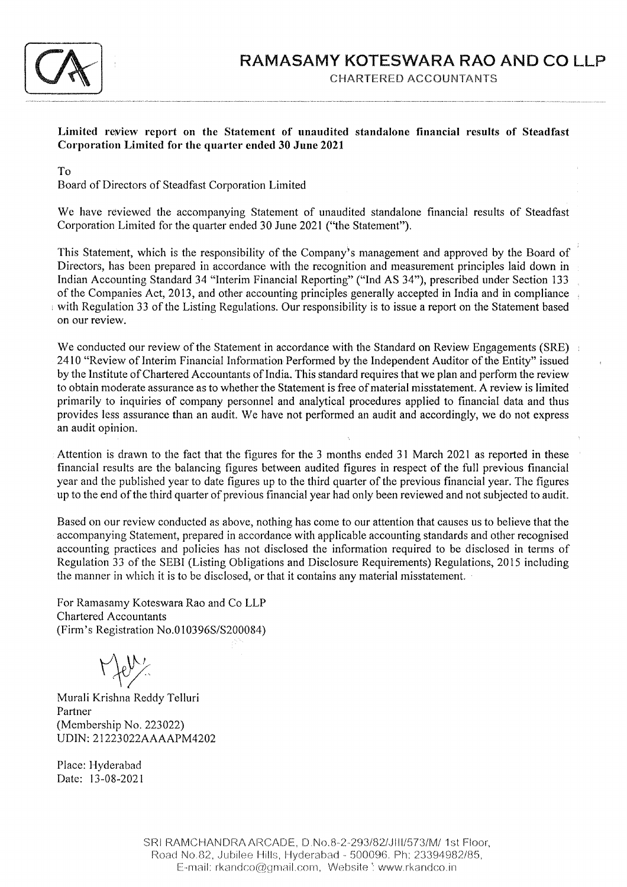# RAMASAMY KOTESWARA RAO AND CO LLP

CHARTERED ACCOUNTANTS

**Limited review report on the Statement of unaudited standalone financial results of Steadfast Corporation Limited for the quarter ended 30 June 2021**

To
Board of Directors of Steadfast Corporation Limited

We have reviewed the accompanying Statement of unaudited standalone financial results of Steadfast Corporation Limited for the quarter ended 30 June 2021 ("the Statement").

This Statement, which is the responsibility of the Company's management and approved by the Board of Directors, has been prepared in accordance with the recognition and measurement principles laid down in Indian Accounting Standard 34 "Interim Financial Reporting" ("Ind AS 34"), prescribed under Section 133 of the Companies Act, 2013, and other accounting principles generally accepted in India and in compliance with Regulation 33 of the Listing Regulations. Our responsibility is to issue a report on the Statement based on our review.

We conducted our review of the Statement in accordance with the Standard on Review Engagements (SRE) 2410 "Review of Interim Financial Information Performed by the Independent Auditor of the Entity" issued by the Institute of Chartered Accountants of India. This standard requires that we plan and perform the review to obtain moderate assurance as to whether the Statement is free of material misstatement. A review is limited primarily to inquiries of company personnel and analytical procedures applied to financial data and thus provides less assurance than an audit. We have not performed an audit and accordingly, we do not express an audit opinion.

Attention is drawn to the fact that the figures for the 3 months ended 31 March 2021 as reported in these financial results are the balancing figures between audited figures in respect of the full previous financial year and the published year to date figures up to the third quarter of the previous financial year. The figures up to the end of the third quarter of previous financial year had only been reviewed and not subjected to audit.

Based on our review conducted as above, nothing has come to our attention that causes us to believe that the accompanying Statement, prepared in accordance with applicable accounting standards and other recognised accounting practices and policies has not disclosed the information required to be disclosed in terms of Regulation 33 of the SEBI (Listing Obligations and Disclosure Requirements) Regulations, 2015 including the manner in which it is to be disclosed, or that it contains any material misstatement.

For Ramasamy Koteswara Rao and Co LLP
Chartered Accountants
(Firm's Registration No.010396S/S200084)

Murali Krishna Reddy Telluri
Partner
(Membership No. 223022)
UDIN: 21223022AAAAPM4202

Place: Hyderabad
Date: 13-08-2021

SRI RAMCHANDRA ARCADE, D.No.8-2-293/82/JIII/573/M/ 1st Floor, Road No.82, Jubilee Hills, Hyderabad - 500096. Ph: 23394982/85, E-mail: rkandco@gmail.com, Website : www.rkandco.in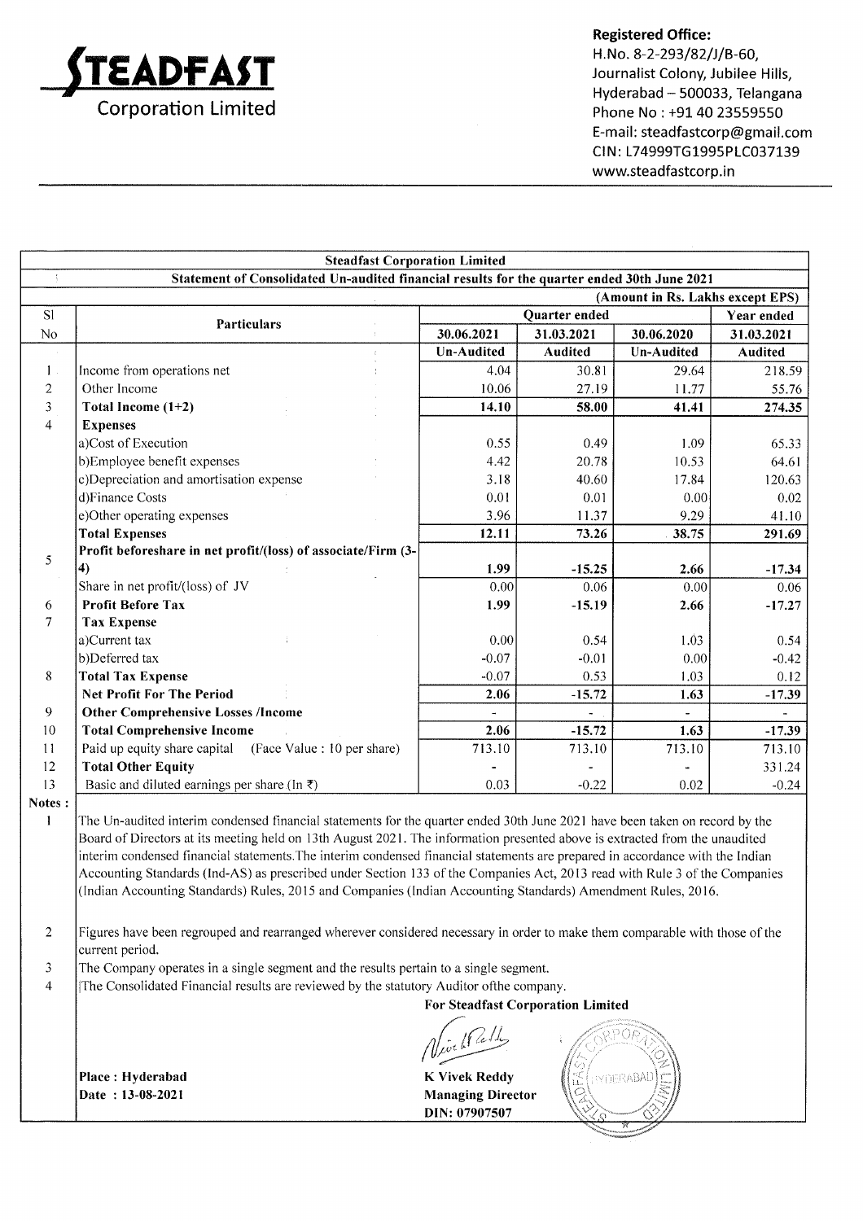# STEADFAST Corporation Limited

**Registered Office:**
H.No. 8-2-293/82/J/B-60,
Journalist Colony, Jubilee Hills,
Hyderabad – 500033, Telangana
Phone No : +91 40 23559550
E-mail: steadfastcorp@gmail.com
CIN: L74999TG1995PLC037139
www.steadfastcorp.in

**Steadfast Corporation Limited**

**Statement of Consolidated Un-audited financial results for the quarter ended 30th June 2021**

**(Amount in Rs. Lakhs except EPS)**

| Sl No | Particulars | Quarter ended | | | Year ended |
|---|---|---|---|---|---|
| | | 30.06.2021 | 31.03.2021 | 30.06.2020 | 31.03.2021 |
| | | Un-Audited | Audited | Un-Audited | Audited |
| 1 | Income from operations net | 4.04 | 30.81 | 29.64 | 218.59 |
| 2 | Other Income | 10.06 | 27.19 | 11.77 | 55.76 |
| 3 | **Total Income (1+2)** | **14.10** | **58.00** | **41.41** | **274.35** |
| 4 | **Expenses** | | | | |
| | a)Cost of Execution | 0.55 | 0.49 | 1.09 | 65.33 |
| | b)Employee benefit expenses | 4.42 | 20.78 | 10.53 | 64.61 |
| | c)Depreciation and amortisation expense | 3.18 | 40.60 | 17.84 | 120.63 |
| | d)Finance Costs | 0.01 | 0.01 | 0.00 | 0.02 |
| | e)Other operating expenses | 3.96 | 11.37 | 9.29 | 41.10 |
| | **Total Expenses** | **12.11** | **73.26** | **38.75** | **291.69** |
| 5 | **Profit beforeshare in net profit/(loss) of associate/Firm (3-4)** | **1.99** | **-15.25** | **2.66** | **-17.34** |
| | Share in net profit/(loss) of JV | 0.00 | 0.06 | 0.00 | 0.06 |
| 6 | **Profit Before Tax** | **1.99** | **-15.19** | **2.66** | **-17.27** |
| 7 | **Tax Expense** | | | | |
| | a)Current tax | 0.00 | 0.54 | 1.03 | 0.54 |
| | b)Deferred tax | -0.07 | -0.01 | 0.00 | -0.42 |
| 8 | **Total Tax Expense** | -0.07 | 0.53 | 1.03 | 0.12 |
| | **Net Profit For The Period** | **2.06** | **-15.72** | **1.63** | **-17.39** |
| 9 | **Other Comprehensive Losses /Income** | - | - | - | - |
| 10 | **Total Comprehensive Income** | **2.06** | **-15.72** | **1.63** | **-17.39** |
| 11 | Paid up equity share capital (Face Value : 10 per share) | 713.10 | 713.10 | 713.10 | 713.10 |
| 12 | **Total Other Equity** | - | - | - | 331.24 |
| 13 | Basic and diluted earnings per share (In ₹) | 0.03 | -0.22 | 0.02 | -0.24 |

**Notes :**

1. The Un-audited interim condensed financial statements for the quarter ended 30th June 2021 have been taken on record by the Board of Directors at its meeting held on 13th August 2021. The information presented above is extracted from the unaudited interim condensed financial statements.The interim condensed financial statements are prepared in accordance with the Indian Accounting Standards (Ind-AS) as prescribed under Section 133 of the Companies Act, 2013 read with Rule 3 of the Companies (Indian Accounting Standards) Rules, 2015 and Companies (Indian Accounting Standards) Amendment Rules, 2016.
2. Figures have been regrouped and rearranged wherever considered necessary in order to make them comparable with those of the current period.
3. The Company operates in a single segment and the results pertain to a single segment.
4. The Consolidated Financial results are reviewed by the statutory Auditor ofthe company.

**For Steadfast Corporation Limited**

**Place : Hyderabad**
**Date : 13-08-2021**

**K Vivek Reddy**
**Managing Director**
**DIN: 07907507**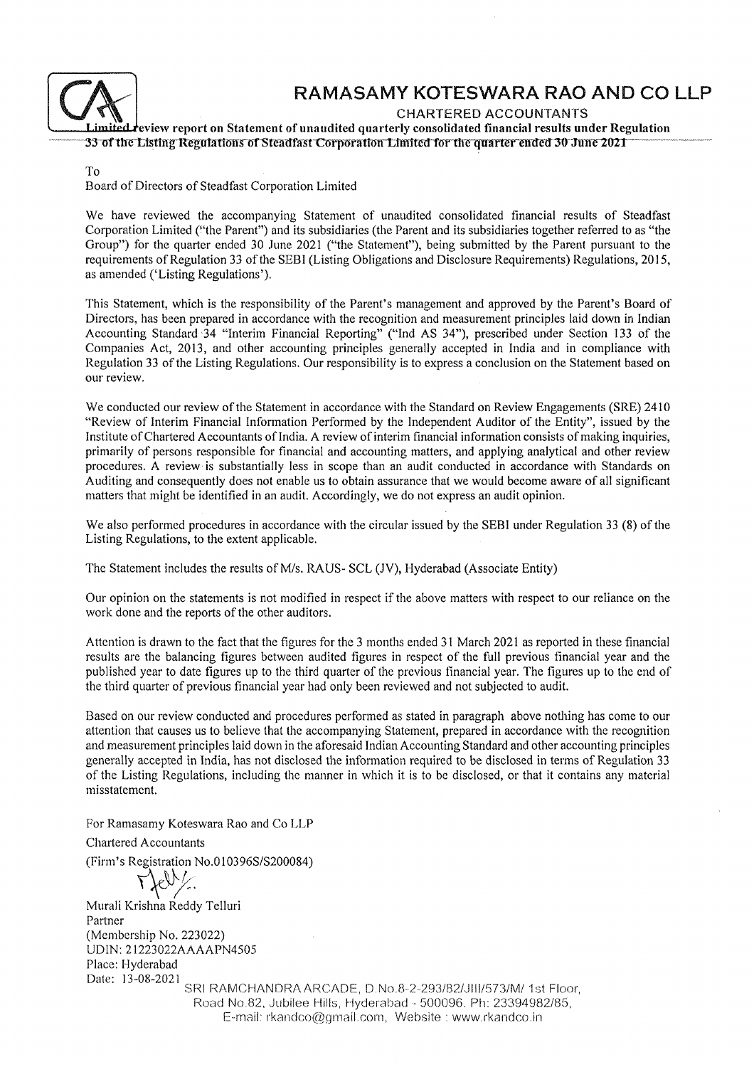# RAMASAMY KOTESWARA RAO AND CO LLP

CHARTERED ACCOUNTANTS

**Limited review report on Statement of unaudited quarterly consolidated financial results under Regulation 33 of the Listing Regulations of Steadfast Corporation Limited for the quarter ended 30 June 2021**

To

Board of Directors of Steadfast Corporation Limited

We have reviewed the accompanying Statement of unaudited consolidated financial results of Steadfast Corporation Limited ("the Parent") and its subsidiaries (the Parent and its subsidiaries together referred to as "the Group") for the quarter ended 30 June 2021 ("the Statement"), being submitted by the Parent pursuant to the requirements of Regulation 33 of the SEBI (Listing Obligations and Disclosure Requirements) Regulations, 2015, as amended ('Listing Regulations').

This Statement, which is the responsibility of the Parent's management and approved by the Parent's Board of Directors, has been prepared in accordance with the recognition and measurement principles laid down in Indian Accounting Standard 34 "Interim Financial Reporting" ("Ind AS 34"), prescribed under Section 133 of the Companies Act, 2013, and other accounting principles generally accepted in India and in compliance with Regulation 33 of the Listing Regulations. Our responsibility is to express a conclusion on the Statement based on our review.

We conducted our review of the Statement in accordance with the Standard on Review Engagements (SRE) 2410 "Review of Interim Financial Information Performed by the Independent Auditor of the Entity", issued by the Institute of Chartered Accountants of India. A review of interim financial information consists of making inquiries, primarily of persons responsible for financial and accounting matters, and applying analytical and other review procedures. A review is substantially less in scope than an audit conducted in accordance with Standards on Auditing and consequently does not enable us to obtain assurance that we would become aware of all significant matters that might be identified in an audit. Accordingly, we do not express an audit opinion.

We also performed procedures in accordance with the circular issued by the SEBI under Regulation 33 (8) of the Listing Regulations, to the extent applicable.

The Statement includes the results of M/s. RAUS- SCL (JV), Hyderabad (Associate Entity)

Our opinion on the statements is not modified in respect if the above matters with respect to our reliance on the work done and the reports of the other auditors.

Attention is drawn to the fact that the figures for the 3 months ended 31 March 2021 as reported in these financial results are the balancing figures between audited figures in respect of the full previous financial year and the published year to date figures up to the third quarter of the previous financial year. The figures up to the end of the third quarter of previous financial year had only been reviewed and not subjected to audit.

Based on our review conducted and procedures performed as stated in paragraph above nothing has come to our attention that causes us to believe that the accompanying Statement, prepared in accordance with the recognition and measurement principles laid down in the aforesaid Indian Accounting Standard and other accounting principles generally accepted in India, has not disclosed the information required to be disclosed in terms of Regulation 33 of the Listing Regulations, including the manner in which it is to be disclosed, or that it contains any material misstatement.

For Ramasamy Koteswara Rao and Co LLP

Chartered Accountants

(Firm's Registration No.010396S/S200084)

Murali Krishna Reddy Telluri

Partner

(Membership No. 223022)

UDIN: 21223022AAAAPN4505

Place: Hyderabad

Date: 13-08-2021

SRI RAMCHANDRA ARCADE, D.No.8-2-293/82/JIII/573/M/ 1st Floor, Road No.82, Jubilee Hills, Hyderabad - 500096. Ph: 23394982/85, E-mail: rkandco@gmail.com, Website : www.rkandco.in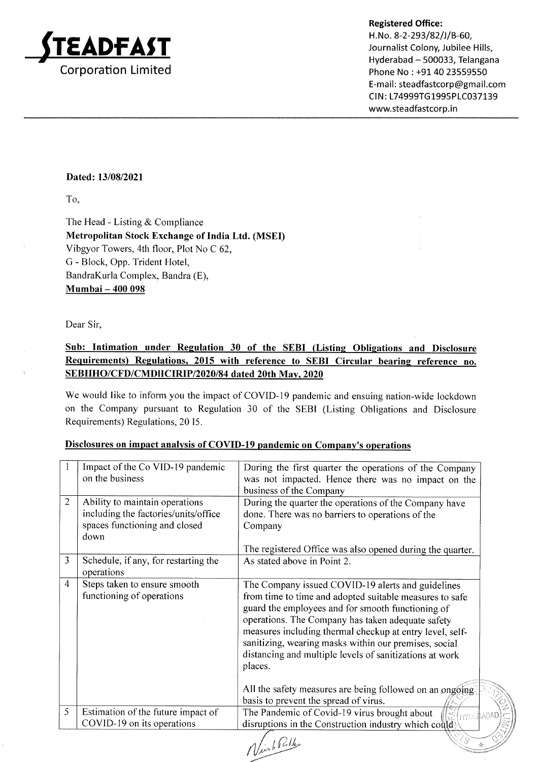**STEADFAST**
Corporation Limited

**Registered Office:**
H.No. 8-2-293/82/J/B-60,
Journalist Colony, Jubilee Hills,
Hyderabad – 500033, Telangana
Phone No : +91 40 23559550
E-mail: steadfastcorp@gmail.com
CIN: L74999TG1995PLC037139
www.steadfastcorp.in

**Dated: 13/08/2021**

To,

The Head - Listing & Compliance
**Metropolitan Stock Exchange of India Ltd. (MSEI)**
Vibgyor Towers, 4th floor, Plot No C 62,
G - Block, Opp. Trident Hotel,
BandraKurla Complex, Bandra (E),
**Mumbai – 400 098**

Dear Sir,

**Sub: Intimation under Regulation 30 of the SEBI (Listing Obligations and Disclosure Requirements) Regulations, 2015 with reference to SEBI Circular bearing reference no. SEBIIHO/CFD/CMDIICIRIP/2020/84 dated 20th May, 2020**

We would like to inform you the impact of COVID-19 pandemic and ensuing nation-wide lockdown on the Company pursuant to Regulation 30 of the SEBI (Listing Obligations and Disclosure Requirements) Regulations, 20 I5.

**Disclosures on impact analysis of COVID-19 pandemic on Company's operations**

| | | |
|---|---|---|
| 1 | Impact of the Co VID-19 pandemic on the business | During the first quarter the operations of the Company was not impacted. Hence there was no impact on the business of the Company |
| 2 | Ability to maintain operations including the factories/units/office spaces functioning and closed down | During the quarter the operations of the Company have done. There was no barriers to operations of the Company<br><br>The registered Office was also opened during the quarter. |
| 3 | Schedule, if any, for restarting the operations | As stated above in Point 2. |
| 4 | Steps taken to ensure smooth functioning of operations | The Company issued COVID-19 alerts and guidelines from time to time and adopted suitable measures to safe guard the employees and for smooth functioning of operations. The Company has taken adequate safety measures including thermal checkup at entry level, self-sanitizing, wearing masks within our premises, social distancing and multiple levels of sanitizations at work places.<br><br>All the safety measures are being followed on an ongoing basis to prevent the spread of virus. |
| 5 | Estimation of the future impact of COVID-19 on its operations | The Pandemic of Covid-19 virus brought about disruptions in the Construction industry which could |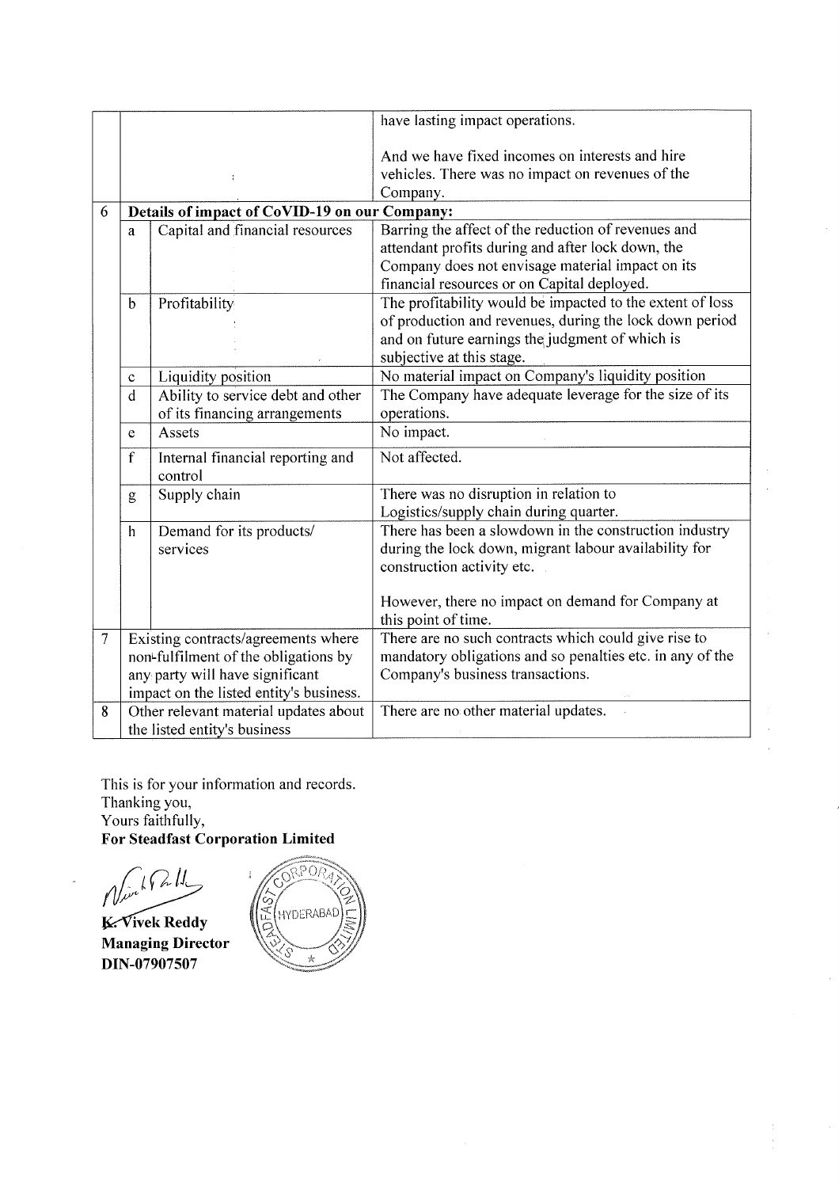| | | | |
|---|---|---|---|
| | | | have lasting impact operations.<br><br>And we have fixed incomes on interests and hire vehicles. There was no impact on revenues of the Company. |
| 6 | **Details of impact of CoVID-19 on our Company:** | | |
| | a | Capital and financial resources | Barring the affect of the reduction of revenues and attendant profits during and after lock down, the Company does not envisage material impact on its financial resources or on Capital deployed. |
| | b | Profitability | The profitability would be impacted to the extent of loss of production and revenues, during the lock down period and on future earnings the judgment of which is subjective at this stage. |
| | c | Liquidity position | No material impact on Company's liquidity position |
| | d | Ability to service debt and other of its financing arrangements | The Company have adequate leverage for the size of its operations. |
| | e | Assets | No impact. |
| | f | Internal financial reporting and control | Not affected. |
| | g | Supply chain | There was no disruption in relation to Logistics/supply chain during quarter. |
| | h | Demand for its products/ services | There has been a slowdown in the construction industry during the lock down, migrant labour availability for construction activity etc.<br><br>However, there no impact on demand for Company at this point of time. |
| 7 | Existing contracts/agreements where non-fulfilment of the obligations by any party will have significant impact on the listed entity's business. | | There are no such contracts which could give rise to mandatory obligations and so penalties etc. in any of the Company's business transactions. |
| 8 | Other relevant material updates about the listed entity's business | | There are no other material updates. |

This is for your information and records.
Thanking you,
Yours faithfully,
**For Steadfast Corporation Limited**

**K. Vivek Reddy**
**Managing Director**
**DIN-07907507**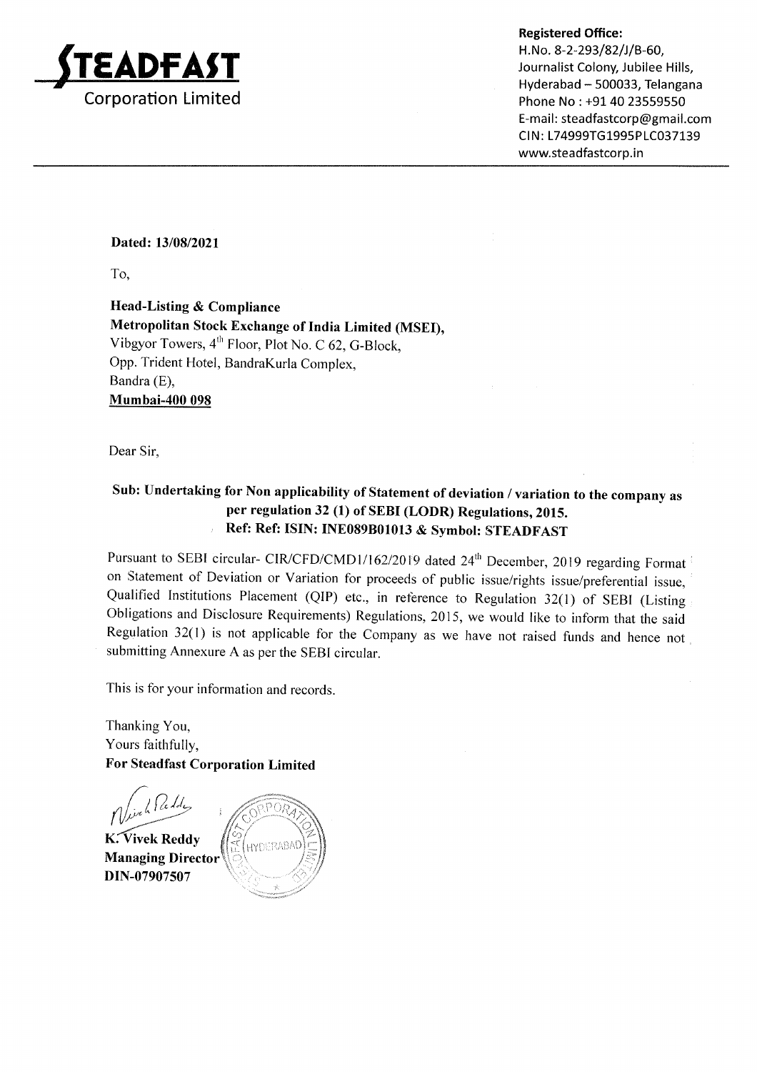**STEADFAST**
Corporation Limited

**Registered Office:**
H.No. 8-2-293/82/J/B-60,
Journalist Colony, Jubilee Hills,
Hyderabad – 500033, Telangana
Phone No : +91 40 23559550
E-mail: steadfastcorp@gmail.com
CIN: L74999TG1995PLC037139
www.steadfastcorp.in

**Dated: 13/08/2021**

To,

**Head-Listing & Compliance**
**Metropolitan Stock Exchange of India Limited (MSEI),**
Vibgyor Towers, 4th Floor, Plot No. C 62, G-Block,
Opp. Trident Hotel, BandraKurla Complex,
Bandra (E),
**Mumbai-400 098**

Dear Sir,

**Sub: Undertaking for Non applicability of Statement of deviation / variation to the company as per regulation 32 (1) of SEBI (LODR) Regulations, 2015.**
**Ref: Ref: ISIN: INE089B01013 & Symbol: STEADFAST**

Pursuant to SEBI circular- CIR/CFD/CMD1/162/2019 dated 24th December, 2019 regarding Format on Statement of Deviation or Variation for proceeds of public issue/rights issue/preferential issue, Qualified Institutions Placement (QIP) etc., in reference to Regulation 32(1) of SEBI (Listing Obligations and Disclosure Requirements) Regulations, 2015, we would like to inform that the said Regulation 32(1) is not applicable for the Company as we have not raised funds and hence not submitting Annexure A as per the SEBI circular.

This is for your information and records.

Thanking You,
Yours faithfully,
**For Steadfast Corporation Limited**

**K. Vivek Reddy**
**Managing Director**
**DIN-07907507**